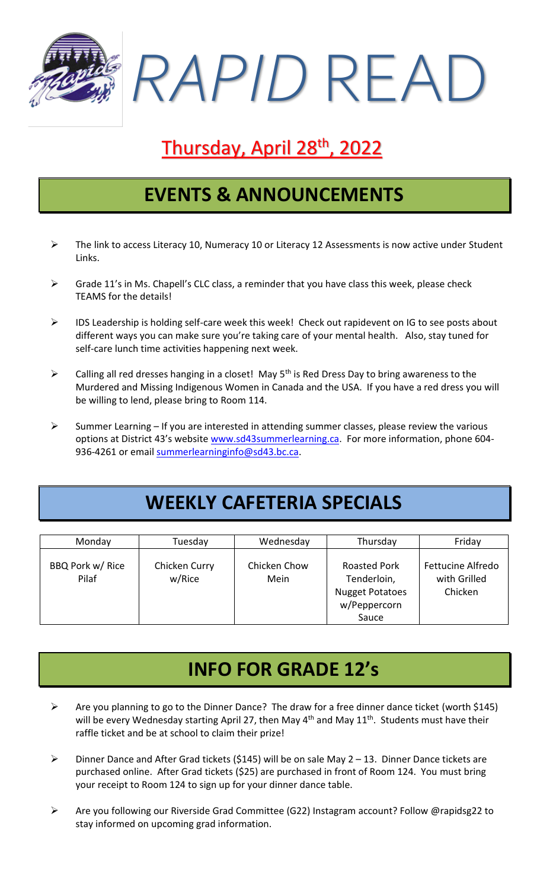# *RAPID* READ

## Thursday, April 28th, 2022

## EVENTS & ANNOUNCEMENTS

- The link to access Literacy 10, Numeracy 10 or Literacy 12 Assessments is now active under Student Links.
- Grade 11's in Ms. Chapell's CLC class, a reminder that you have class this week, please check TEAMS for the details!
- IDS Leadership is holding self-care week this week! Check out rapidevent on IG to see posts about different ways you can make sure you're taking care of your mental health. Also, stay tuned for self-care lunch time activities happening next week.
- Calling all red dresses hanging in a closet! May 5th is Red Dress Day to bring awareness to the Murdered and Missing Indigenous Women in Canada and the USA. If you have a red dress you will be willing to lend, please bring to Room 114.
- Summer Learning – If you are interested in attending summer classes, please review the various options at District 43's website [www.sd43summerlearning.ca](http://www.sd43summerlearning.ca). For more information, phone 604-936-4261 or email [summerlearninginfo@sd43.bc.ca](mailto:summerlearninginfo@sd43.bc.ca).

## WEEKLY CAFETERIA SPECIALS

| Monday | Tuesday | Wednesday | Thursday | Friday |
|---|---|---|---|---|
| BBQ Pork w/ Rice Pilaf | Chicken Curry w/Rice | Chicken Chow Mein | Roasted Pork Tenderloin, Nugget Potatoes w/Peppercorn Sauce | Fettucine Alfredo with Grilled Chicken |

## INFO FOR GRADE 12's

- Are you planning to go to the Dinner Dance? The draw for a free dinner dance ticket (worth $145) will be every Wednesday starting April 27, then May 4th and May 11th. Students must have their raffle ticket and be at school to claim their prize!
- Dinner Dance and After Grad tickets ($145) will be on sale May 2 – 13. Dinner Dance tickets are purchased online. After Grad tickets ($25) are purchased in front of Room 124. You must bring your receipt to Room 124 to sign up for your dinner dance table.
- Are you following our Riverside Grad Committee (G22) Instagram account? Follow @rapidsg22 to stay informed on upcoming grad information.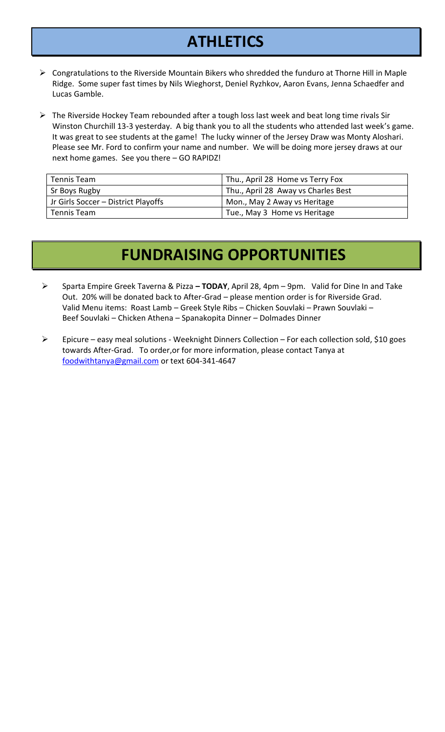# ATHLETICS

- Congratulations to the Riverside Mountain Bikers who shredded the funduro at Thorne Hill in Maple Ridge. Some super fast times by Nils Wieghorst, Deniel Ryzhkov, Aaron Evans, Jenna Schaedfer and Lucas Gamble.
- The Riverside Hockey Team rebounded after a tough loss last week and beat long time rivals Sir Winston Churchill 13-3 yesterday. A big thank you to all the students who attended last week's game. It was great to see students at the game! The lucky winner of the Jersey Draw was Monty Aloshari. Please see Mr. Ford to confirm your name and number. We will be doing more jersey draws at our next home games. See you there – GO RAPIDZ!

| | |
|---|---|
| Tennis Team | Thu., April 28 Home vs Terry Fox |
| Sr Boys Rugby | Thu., April 28 Away vs Charles Best |
| Jr Girls Soccer – District Playoffs | Mon., May 2 Away vs Heritage |
| Tennis Team | Tue., May 3 Home vs Heritage |

# FUNDRAISING OPPORTUNITIES

- Sparta Empire Greek Taverna & Pizza **– TODAY**, April 28, 4pm – 9pm. Valid for Dine In and Take Out. 20% will be donated back to After-Grad – please mention order is for Riverside Grad. Valid Menu items: Roast Lamb – Greek Style Ribs – Chicken Souvlaki – Prawn Souvlaki – Beef Souvlaki – Chicken Athena – Spanakopita Dinner – Dolmades Dinner
- Epicure – easy meal solutions - Weeknight Dinners Collection – For each collection sold, $10 goes towards After-Grad. To order,or for more information, please contact Tanya at foodwithtanya@gmail.com or text 604-341-4647